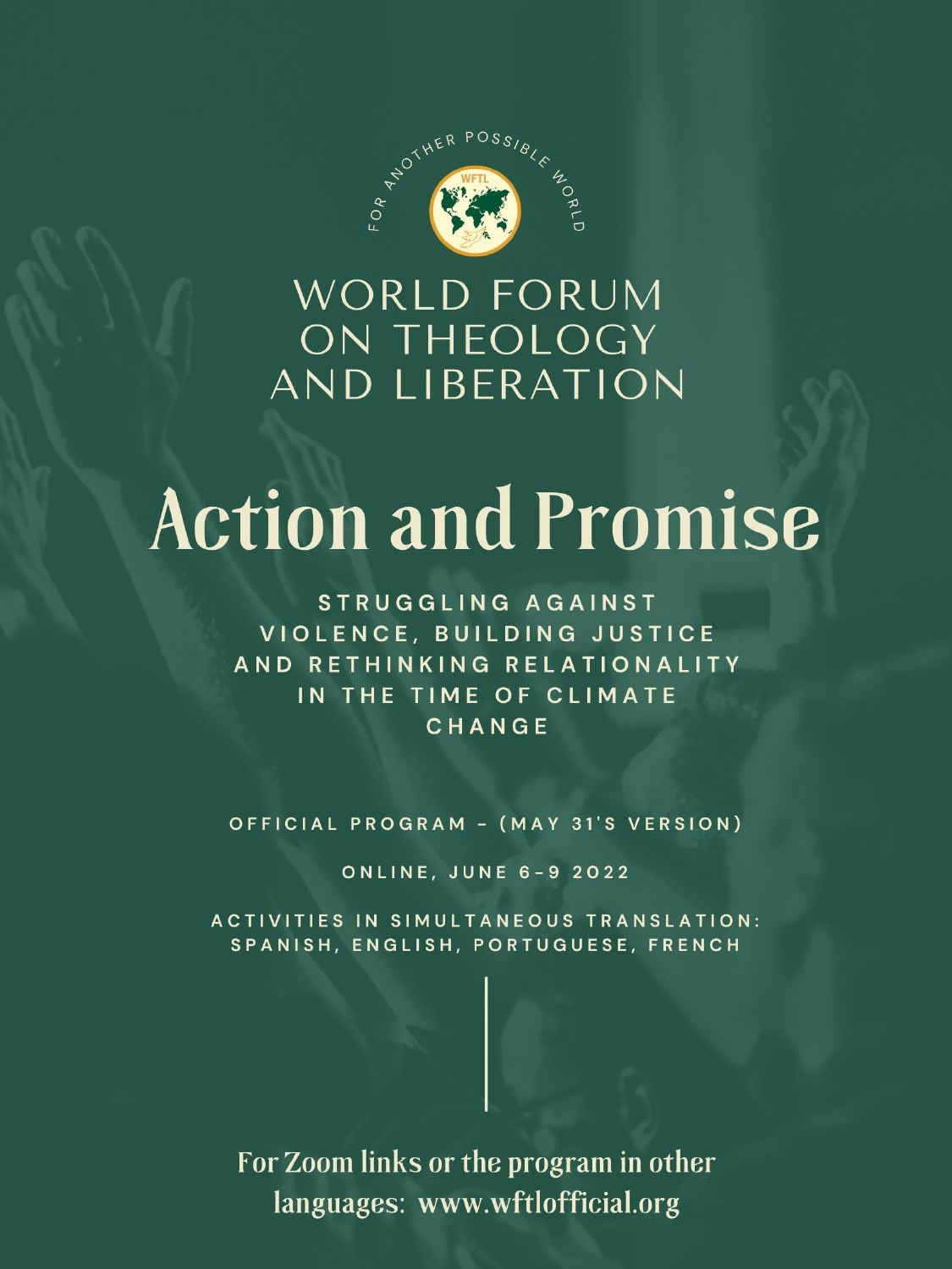FOR ANOTHER POSSIBLE WORLD

WFTL

# WORLD FORUM ON THEOLOGY AND LIBERATION

# Action and Promise

## STRUGGLING AGAINST VIOLENCE, BUILDING JUSTICE AND RETHINKING RELATIONALITY IN THE TIME OF CLIMATE CHANGE

OFFICIAL PROGRAM - (MAY 31'S VERSION)

ONLINE, JUNE 6-9 2022

ACTIVITIES IN SIMULTANEOUS TRANSLATION: SPANISH, ENGLISH, PORTUGUESE, FRENCH

For Zoom links or the program in other languages: www.wftlofficial.org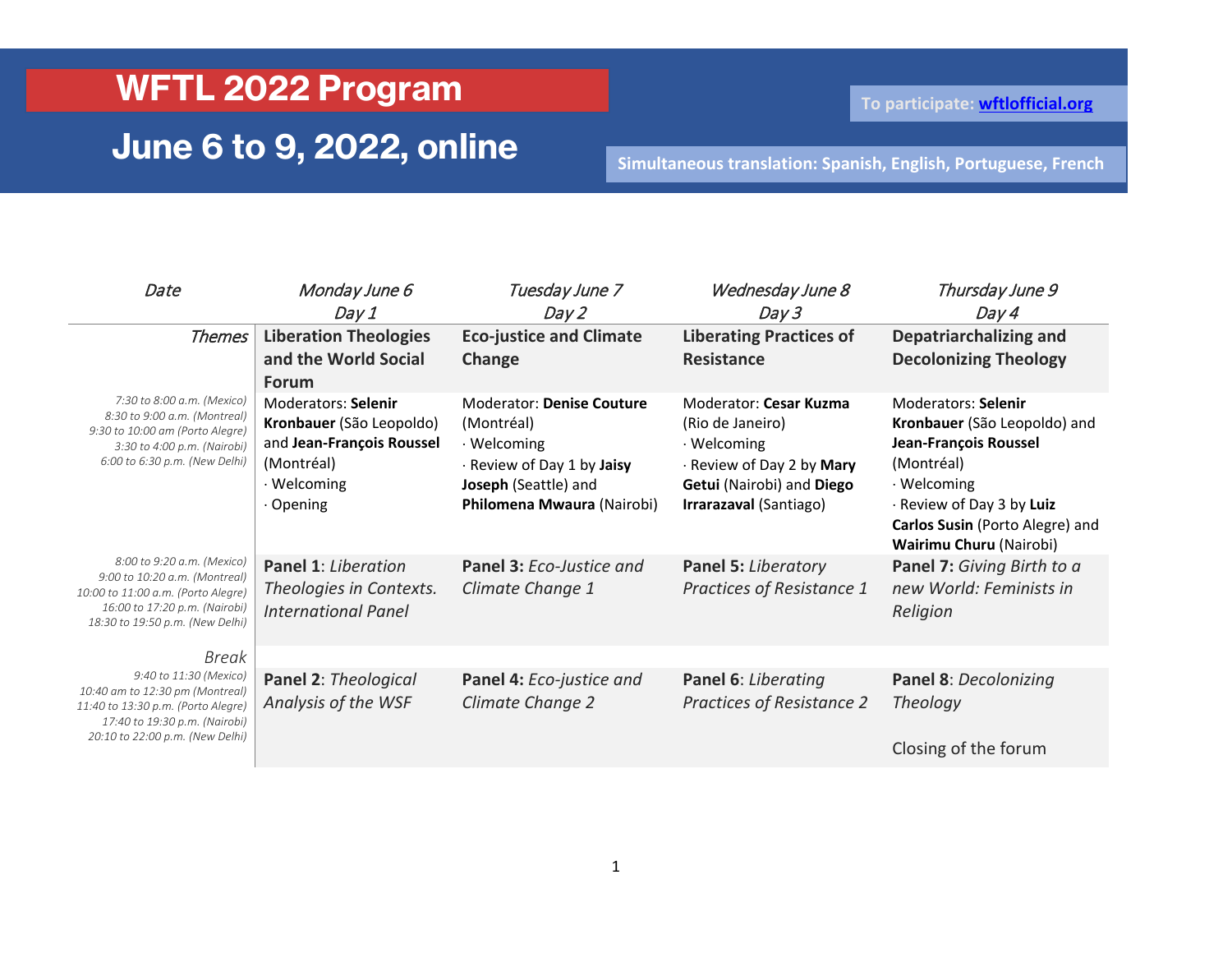# WFTL 2022 Program

## June 6 to 9, 2022, online

To participate: **wftlofficial.org**

Simultaneous translation: Spanish, English, Portuguese, French

| *Date* | *Monday June 6 Day 1* | *Tuesday June 7 Day 2* | *Wednesday June 8 Day 3* | *Thursday June 9 Day 4* |
|---|---|---|---|---|
| *Themes* | **Liberation Theologies and the World Social Forum** | **Eco-justice and Climate Change** | **Liberating Practices of Resistance** | **Depatriarchalizing and Decolonizing Theology** |
| *7:30 to 8:00 a.m. (Mexico)* *8:30 to 9:00 a.m. (Montreal)* *9:30 to 10:00 am (Porto Alegre)* *3:30 to 4:00 p.m. (Nairobi)* *6:00 to 6:30 p.m. (New Delhi)* | Moderators: **Selenir Kronbauer** (São Leopoldo) and **Jean-François Roussel** (Montréal) · Welcoming · Opening | Moderator: **Denise Couture** (Montréal) · Welcoming · Review of Day 1 by **Jaisy Joseph** (Seattle) and **Philomena Mwaura** (Nairobi) | Moderator: **Cesar Kuzma** (Rio de Janeiro) · Welcoming · Review of Day 2 by **Mary Getui** (Nairobi) and **Diego Irrarazaval** (Santiago) | Moderators: **Selenir Kronbauer** (São Leopoldo) and **Jean-François Roussel** (Montréal) · Welcoming · Review of Day 3 by **Luiz Carlos Susin** (Porto Alegre) and **Wairimu Churu** (Nairobi) |
| *8:00 to 9:20 a.m. (Mexico)* *9:00 to 10:20 a.m. (Montreal)* *10:00 to 11:00 a.m. (Porto Alegre)* *16:00 to 17:20 p.m. (Nairobi)* *18:30 to 19:50 p.m. (New Delhi)* | **Panel 1**: *Liberation Theologies in Contexts. International Panel* | **Panel 3:** *Eco-Justice and Climate Change 1* | **Panel 5:** *Liberatory Practices of Resistance 1* | **Panel 7:** *Giving Birth to a new World: Feminists in Religion* |
| *Break* | | | | |
| *9:40 to 11:30 (Mexico)* *10:40 am to 12:30 pm (Montreal)* *11:40 to 13:30 p.m. (Porto Alegre)* *17:40 to 19:30 p.m. (Nairobi)* *20:10 to 22:00 p.m. (New Delhi)* | **Panel 2**: *Theological Analysis of the WSF* | **Panel 4:** *Eco-justice and Climate Change 2* | **Panel 6**: *Liberating Practices of Resistance 2* | **Panel 8**: *Decolonizing Theology* Closing of the forum |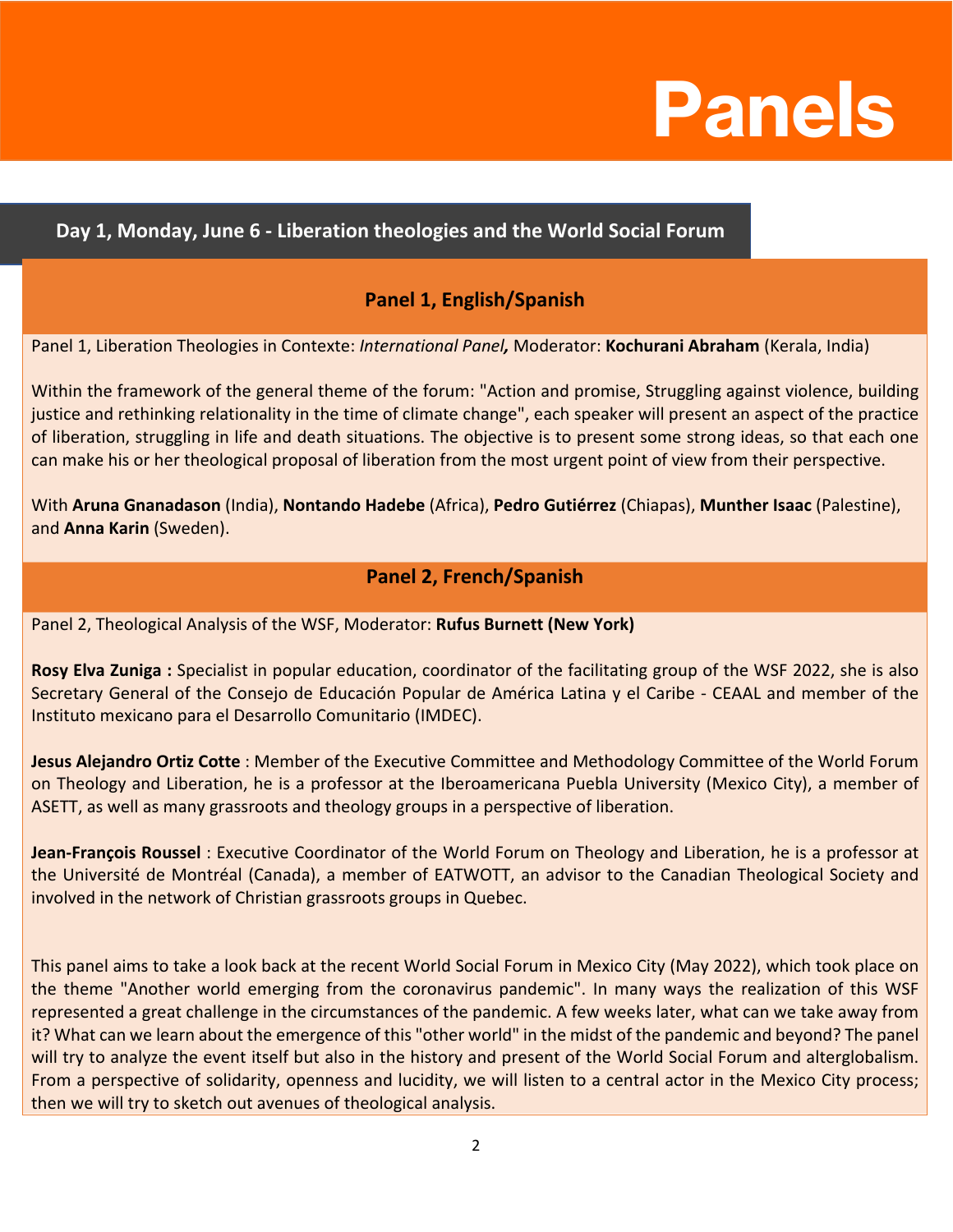# Panels

## Day 1, Monday, June 6 - Liberation theologies and the World Social Forum

### Panel 1, English/Spanish

Panel 1, Liberation Theologies in Contexte: *International Panel,* Moderator: **Kochurani Abraham** (Kerala, India)

Within the framework of the general theme of the forum: "Action and promise, Struggling against violence, building justice and rethinking relationality in the time of climate change", each speaker will present an aspect of the practice of liberation, struggling in life and death situations. The objective is to present some strong ideas, so that each one can make his or her theological proposal of liberation from the most urgent point of view from their perspective.

With **Aruna Gnanadason** (India), **Nontando Hadebe** (Africa), **Pedro Gutiérrez** (Chiapas), **Munther Isaac** (Palestine), and **Anna Karin** (Sweden).

### Panel 2, French/Spanish

Panel 2, Theological Analysis of the WSF, Moderator: **Rufus Burnett (New York)**

**Rosy Elva Zuniga :** Specialist in popular education, coordinator of the facilitating group of the WSF 2022, she is also Secretary General of the Consejo de Educación Popular de América Latina y el Caribe - CEAAL and member of the Instituto mexicano para el Desarrollo Comunitario (IMDEC).

**Jesus Alejandro Ortiz Cotte** : Member of the Executive Committee and Methodology Committee of the World Forum on Theology and Liberation, he is a professor at the Iberoamericana Puebla University (Mexico City), a member of ASETT, as well as many grassroots and theology groups in a perspective of liberation.

**Jean-François Roussel** : Executive Coordinator of the World Forum on Theology and Liberation, he is a professor at the Université de Montréal (Canada), a member of EATWOTT, an advisor to the Canadian Theological Society and involved in the network of Christian grassroots groups in Quebec.

This panel aims to take a look back at the recent World Social Forum in Mexico City (May 2022), which took place on the theme "Another world emerging from the coronavirus pandemic". In many ways the realization of this WSF represented a great challenge in the circumstances of the pandemic. A few weeks later, what can we take away from it? What can we learn about the emergence of this "other world" in the midst of the pandemic and beyond? The panel will try to analyze the event itself but also in the history and present of the World Social Forum and alterglobalism. From a perspective of solidarity, openness and lucidity, we will listen to a central actor in the Mexico City process; then we will try to sketch out avenues of theological analysis.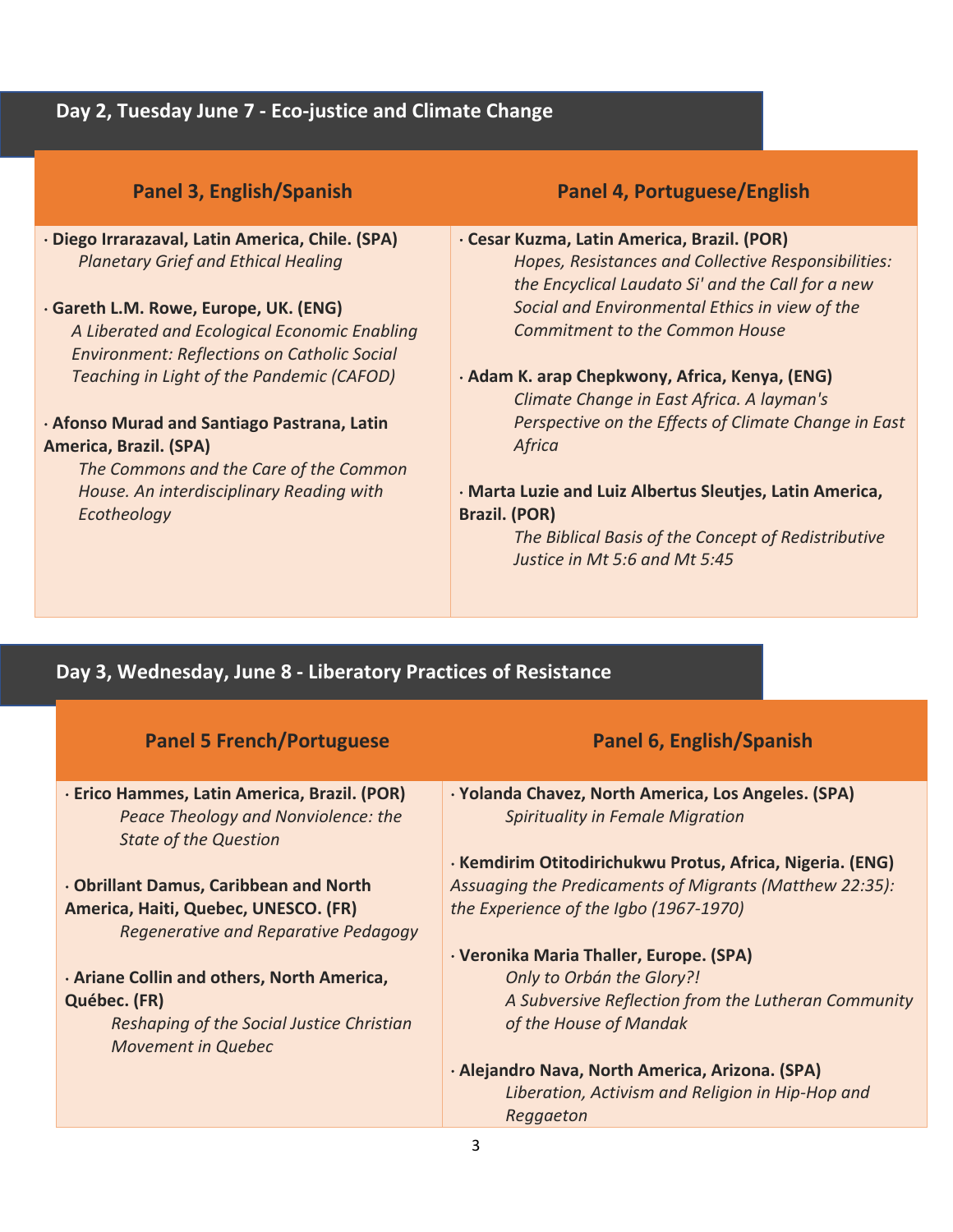## Day 2, Tuesday June 7 - Eco-justice and Climate Change

### Panel 3, English/Spanish

· **Diego Irrarazaval, Latin America, Chile. (SPA)**
*Planetary Grief and Ethical Healing*

· **Gareth L.M. Rowe, Europe, UK. (ENG)**
*A Liberated and Ecological Economic Enabling Environment: Reflections on Catholic Social Teaching in Light of the Pandemic (CAFOD)*

· **Afonso Murad and Santiago Pastrana, Latin America, Brazil. (SPA)**
*The Commons and the Care of the Common House. An interdisciplinary Reading with Ecotheology*

### Panel 4, Portuguese/English

· **Cesar Kuzma, Latin America, Brazil. (POR)**
*Hopes, Resistances and Collective Responsibilities: the Encyclical Laudato Si' and the Call for a new Social and Environmental Ethics in view of the Commitment to the Common House*

· **Adam K. arap Chepkwony, Africa, Kenya, (ENG)**
*Climate Change in East Africa. A layman's Perspective on the Effects of Climate Change in East Africa*

· **Marta Luzie and Luiz Albertus Sleutjes, Latin America, Brazil. (POR)**
*The Biblical Basis of the Concept of Redistributive Justice in Mt 5:6 and Mt 5:45*

## Day 3, Wednesday, June 8 - Liberatory Practices of Resistance

### Panel 5 French/Portuguese

· **Erico Hammes, Latin America, Brazil. (POR)**
*Peace Theology and Nonviolence: the State of the Question*

· **Obrillant Damus, Caribbean and North America, Haiti, Quebec, UNESCO. (FR)**
*Regenerative and Reparative Pedagogy*

· **Ariane Collin and others, North America, Québec. (FR)**
*Reshaping of the Social Justice Christian Movement in Quebec*

### Panel 6, English/Spanish

· **Yolanda Chavez, North America, Los Angeles. (SPA)**
*Spirituality in Female Migration*

· **Kemdirim Otitodirichukwu Protus, Africa, Nigeria. (ENG)**
*Assuaging the Predicaments of Migrants (Matthew 22:35): the Experience of the Igbo (1967-1970)*

· **Veronika Maria Thaller, Europe. (SPA)**
*Only to Orbán the Glory?!*
*A Subversive Reflection from the Lutheran Community of the House of Mandak*

· **Alejandro Nava, North America, Arizona. (SPA)**
*Liberation, Activism and Religion in Hip-Hop and Reggaeton*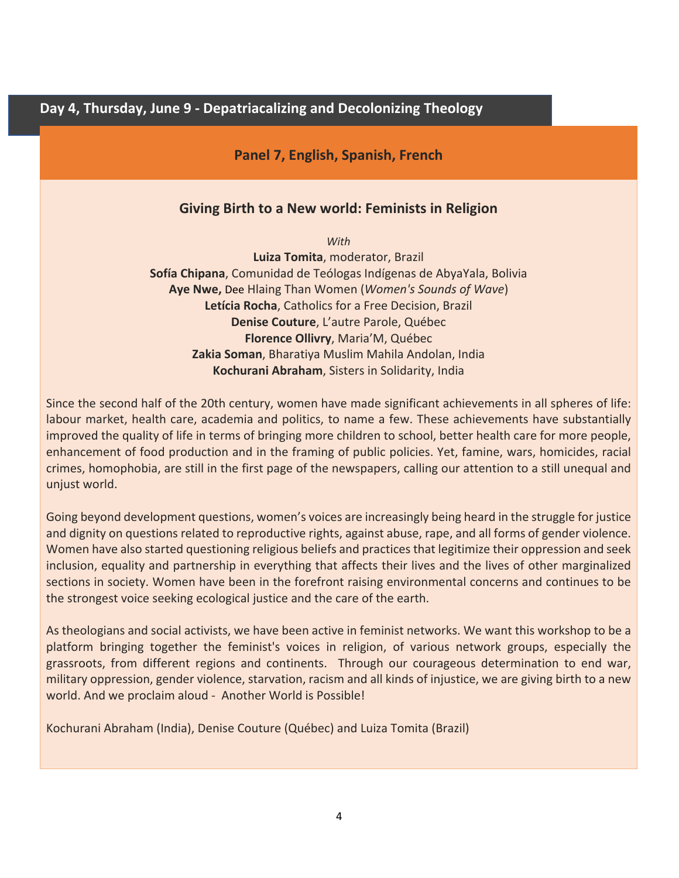## Day 4, Thursday, June 9 - Depatriacalizing and Decolonizing Theology

### Panel 7, English, Spanish, French

### Giving Birth to a New world: Feminists in Religion

*With*

**Luiza Tomita**, moderator, Brazil
**Sofía Chipana**, Comunidad de Teólogas Indígenas de AbyaYala, Bolivia
**Aye Nwe,** Dee Hlaing Than Women (*Women's Sounds of Wave*)
**Letícia Rocha**, Catholics for a Free Decision, Brazil
**Denise Couture**, L'autre Parole, Québec
**Florence Ollivry**, Maria'M, Québec
**Zakia Soman**, Bharatiya Muslim Mahila Andolan, India
**Kochurani Abraham**, Sisters in Solidarity, India

Since the second half of the 20th century, women have made significant achievements in all spheres of life: labour market, health care, academia and politics, to name a few. These achievements have substantially improved the quality of life in terms of bringing more children to school, better health care for more people, enhancement of food production and in the framing of public policies. Yet, famine, wars, homicides, racial crimes, homophobia, are still in the first page of the newspapers, calling our attention to a still unequal and unjust world.

Going beyond development questions, women's voices are increasingly being heard in the struggle for justice and dignity on questions related to reproductive rights, against abuse, rape, and all forms of gender violence. Women have also started questioning religious beliefs and practices that legitimize their oppression and seek inclusion, equality and partnership in everything that affects their lives and the lives of other marginalized sections in society. Women have been in the forefront raising environmental concerns and continues to be the strongest voice seeking ecological justice and the care of the earth.

As theologians and social activists, we have been active in feminist networks. We want this workshop to be a platform bringing together the feminist's voices in religion, of various network groups, especially the grassroots, from different regions and continents. Through our courageous determination to end war, military oppression, gender violence, starvation, racism and all kinds of injustice, we are giving birth to a new world. And we proclaim aloud - Another World is Possible!

Kochurani Abraham (India), Denise Couture (Québec) and Luiza Tomita (Brazil)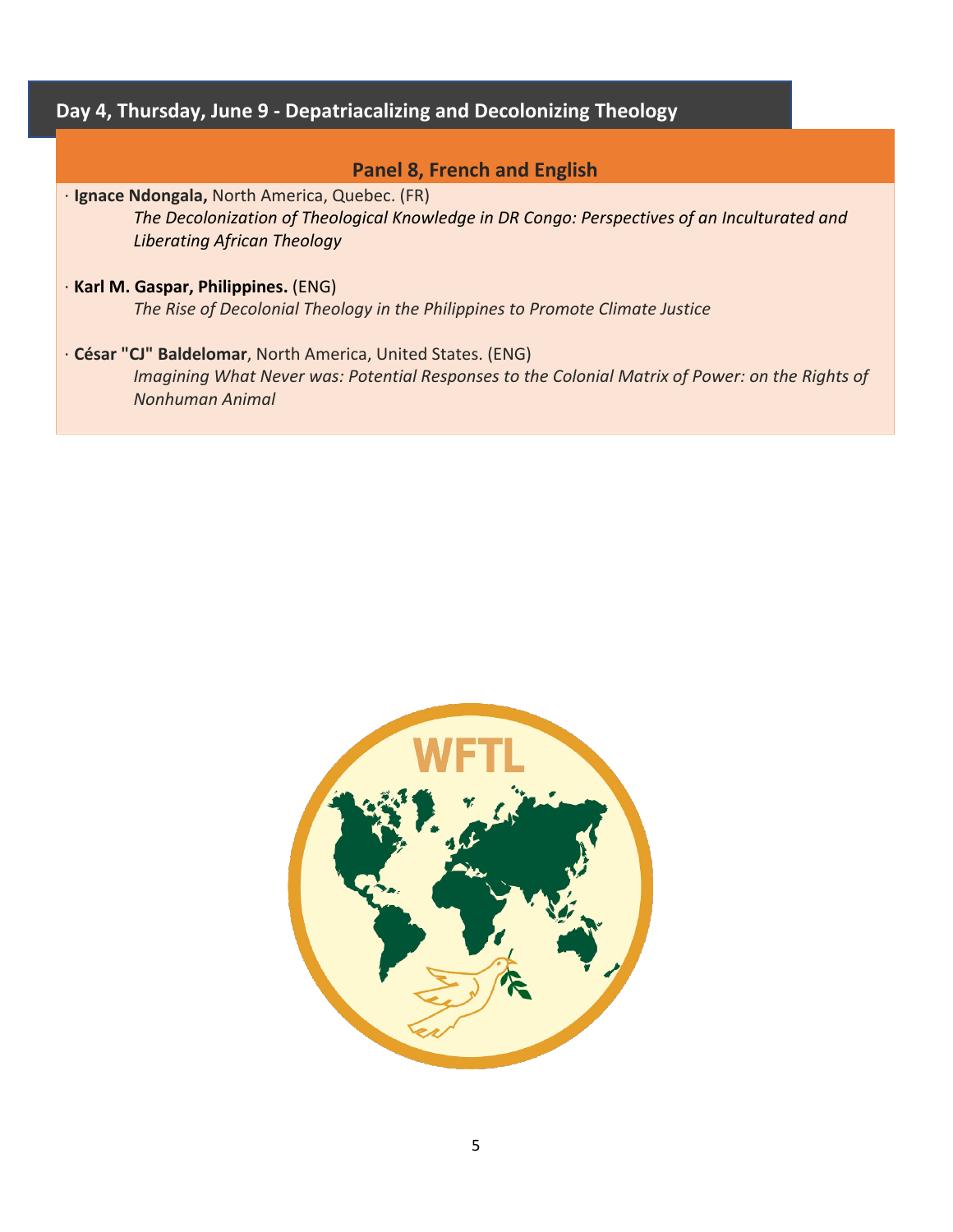## Day 4, Thursday, June 9 - Depatriacalizing and Decolonizing Theology

### Panel 8, French and English

· **Ignace Ndongala,** North America, Quebec. (FR)
*The Decolonization of Theological Knowledge in DR Congo: Perspectives of an Inculturated and Liberating African Theology*

· **Karl M. Gaspar, Philippines.** (ENG)
*The Rise of Decolonial Theology in the Philippines to Promote Climate Justice*

· **César "CJ" Baldelomar**, North America, United States. (ENG)
*Imagining What Never was: Potential Responses to the Colonial Matrix of Power: on the Rights of Nonhuman Animal*

WFTL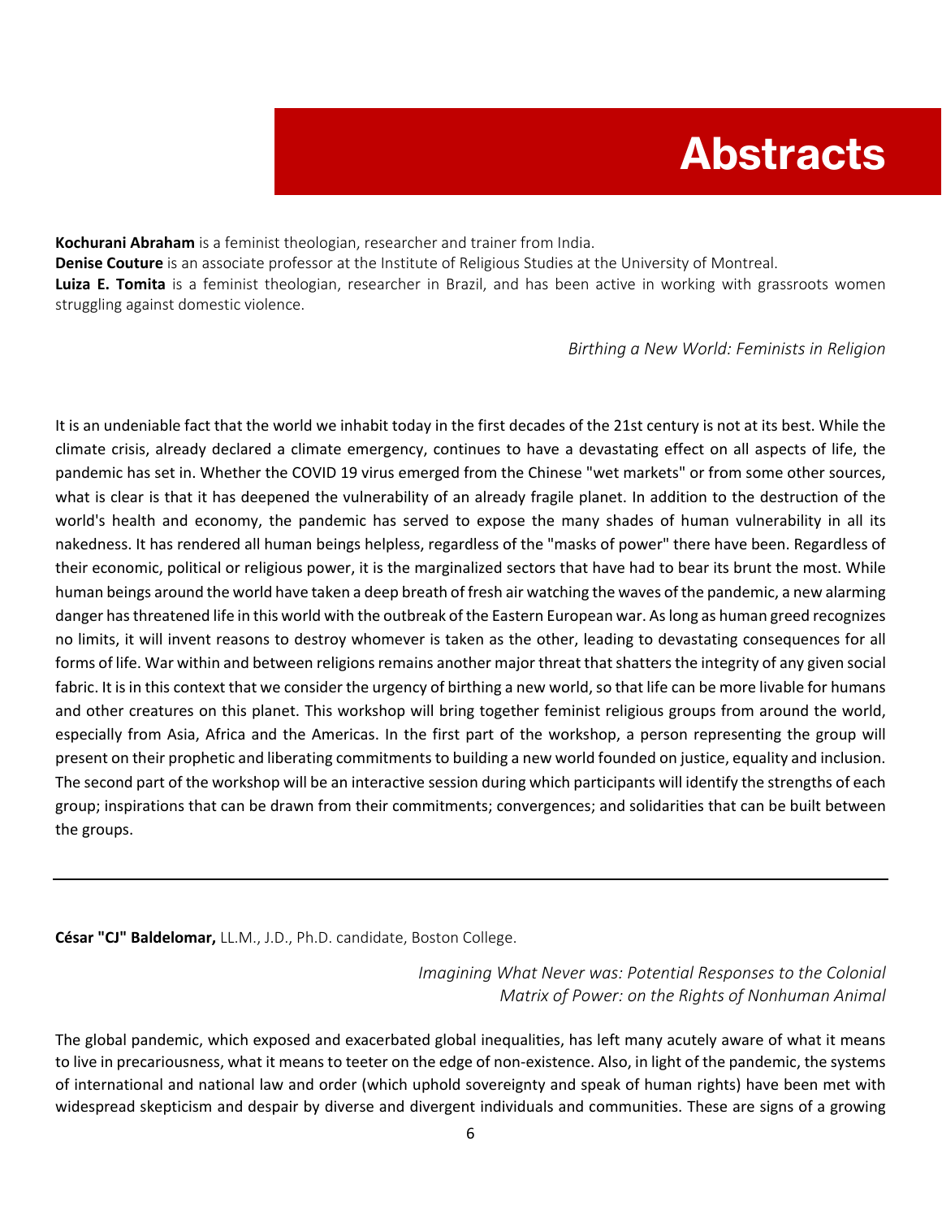# Abstracts

**Kochurani Abraham** is a feminist theologian, researcher and trainer from India.
**Denise Couture** is an associate professor at the Institute of Religious Studies at the University of Montreal.
**Luiza E. Tomita** is a feminist theologian, researcher in Brazil, and has been active in working with grassroots women struggling against domestic violence.

*Birthing a New World: Feminists in Religion*

It is an undeniable fact that the world we inhabit today in the first decades of the 21st century is not at its best. While the climate crisis, already declared a climate emergency, continues to have a devastating effect on all aspects of life, the pandemic has set in. Whether the COVID 19 virus emerged from the Chinese "wet markets" or from some other sources, what is clear is that it has deepened the vulnerability of an already fragile planet. In addition to the destruction of the world's health and economy, the pandemic has served to expose the many shades of human vulnerability in all its nakedness. It has rendered all human beings helpless, regardless of the "masks of power" there have been. Regardless of their economic, political or religious power, it is the marginalized sectors that have had to bear its brunt the most. While human beings around the world have taken a deep breath of fresh air watching the waves of the pandemic, a new alarming danger has threatened life in this world with the outbreak of the Eastern European war. As long as human greed recognizes no limits, it will invent reasons to destroy whomever is taken as the other, leading to devastating consequences for all forms of life. War within and between religions remains another major threat that shatters the integrity of any given social fabric. It is in this context that we consider the urgency of birthing a new world, so that life can be more livable for humans and other creatures on this planet. This workshop will bring together feminist religious groups from around the world, especially from Asia, Africa and the Americas. In the first part of the workshop, a person representing the group will present on their prophetic and liberating commitments to building a new world founded on justice, equality and inclusion. The second part of the workshop will be an interactive session during which participants will identify the strengths of each group; inspirations that can be drawn from their commitments; convergences; and solidarities that can be built between the groups.

---

**César "CJ" Baldelomar,** LL.M., J.D., Ph.D. candidate, Boston College.

*Imagining What Never was: Potential Responses to the Colonial Matrix of Power: on the Rights of Nonhuman Animal*

The global pandemic, which exposed and exacerbated global inequalities, has left many acutely aware of what it means to live in precariousness, what it means to teeter on the edge of non-existence. Also, in light of the pandemic, the systems of international and national law and order (which uphold sovereignty and speak of human rights) have been met with widespread skepticism and despair by diverse and divergent individuals and communities. These are signs of a growing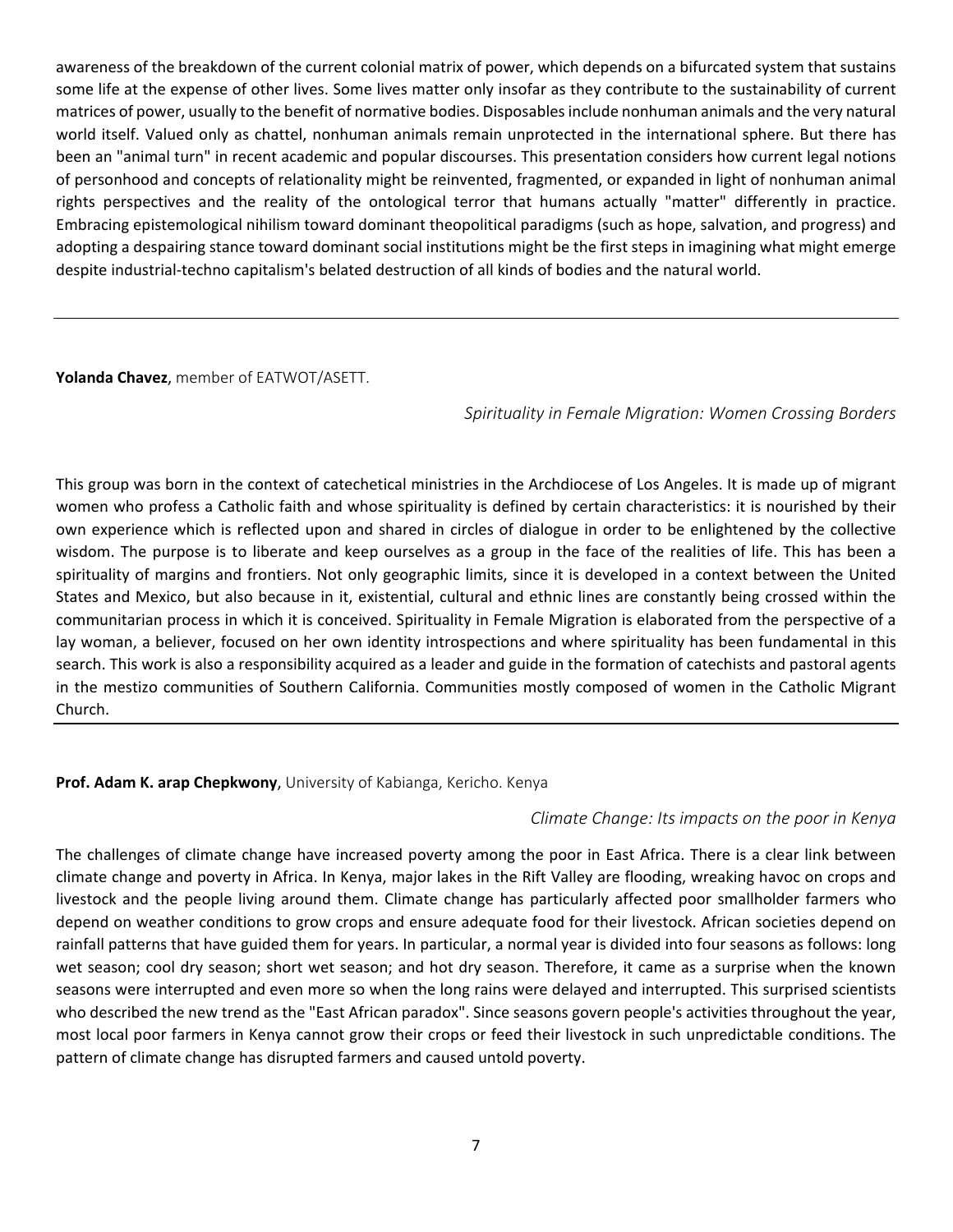awareness of the breakdown of the current colonial matrix of power, which depends on a bifurcated system that sustains some life at the expense of other lives. Some lives matter only insofar as they contribute to the sustainability of current matrices of power, usually to the benefit of normative bodies. Disposables include nonhuman animals and the very natural world itself. Valued only as chattel, nonhuman animals remain unprotected in the international sphere. But there has been an "animal turn" in recent academic and popular discourses. This presentation considers how current legal notions of personhood and concepts of relationality might be reinvented, fragmented, or expanded in light of nonhuman animal rights perspectives and the reality of the ontological terror that humans actually "matter" differently in practice. Embracing epistemological nihilism toward dominant theopolitical paradigms (such as hope, salvation, and progress) and adopting a despairing stance toward dominant social institutions might be the first steps in imagining what might emerge despite industrial-techno capitalism's belated destruction of all kinds of bodies and the natural world.

---

**Yolanda Chavez**, member of EATWOT/ASETT.

*Spirituality in Female Migration: Women Crossing Borders*

This group was born in the context of catechetical ministries in the Archdiocese of Los Angeles. It is made up of migrant women who profess a Catholic faith and whose spirituality is defined by certain characteristics: it is nourished by their own experience which is reflected upon and shared in circles of dialogue in order to be enlightened by the collective wisdom. The purpose is to liberate and keep ourselves as a group in the face of the realities of life. This has been a spirituality of margins and frontiers. Not only geographic limits, since it is developed in a context between the United States and Mexico, but also because in it, existential, cultural and ethnic lines are constantly being crossed within the communitarian process in which it is conceived. Spirituality in Female Migration is elaborated from the perspective of a lay woman, a believer, focused on her own identity introspections and where spirituality has been fundamental in this search. This work is also a responsibility acquired as a leader and guide in the formation of catechists and pastoral agents in the mestizo communities of Southern California. Communities mostly composed of women in the Catholic Migrant Church.

---

**Prof. Adam K. arap Chepkwony**, University of Kabianga, Kericho. Kenya

*Climate Change: Its impacts on the poor in Kenya*

The challenges of climate change have increased poverty among the poor in East Africa. There is a clear link between climate change and poverty in Africa. In Kenya, major lakes in the Rift Valley are flooding, wreaking havoc on crops and livestock and the people living around them. Climate change has particularly affected poor smallholder farmers who depend on weather conditions to grow crops and ensure adequate food for their livestock. African societies depend on rainfall patterns that have guided them for years. In particular, a normal year is divided into four seasons as follows: long wet season; cool dry season; short wet season; and hot dry season. Therefore, it came as a surprise when the known seasons were interrupted and even more so when the long rains were delayed and interrupted. This surprised scientists who described the new trend as the "East African paradox". Since seasons govern people's activities throughout the year, most local poor farmers in Kenya cannot grow their crops or feed their livestock in such unpredictable conditions. The pattern of climate change has disrupted farmers and caused untold poverty.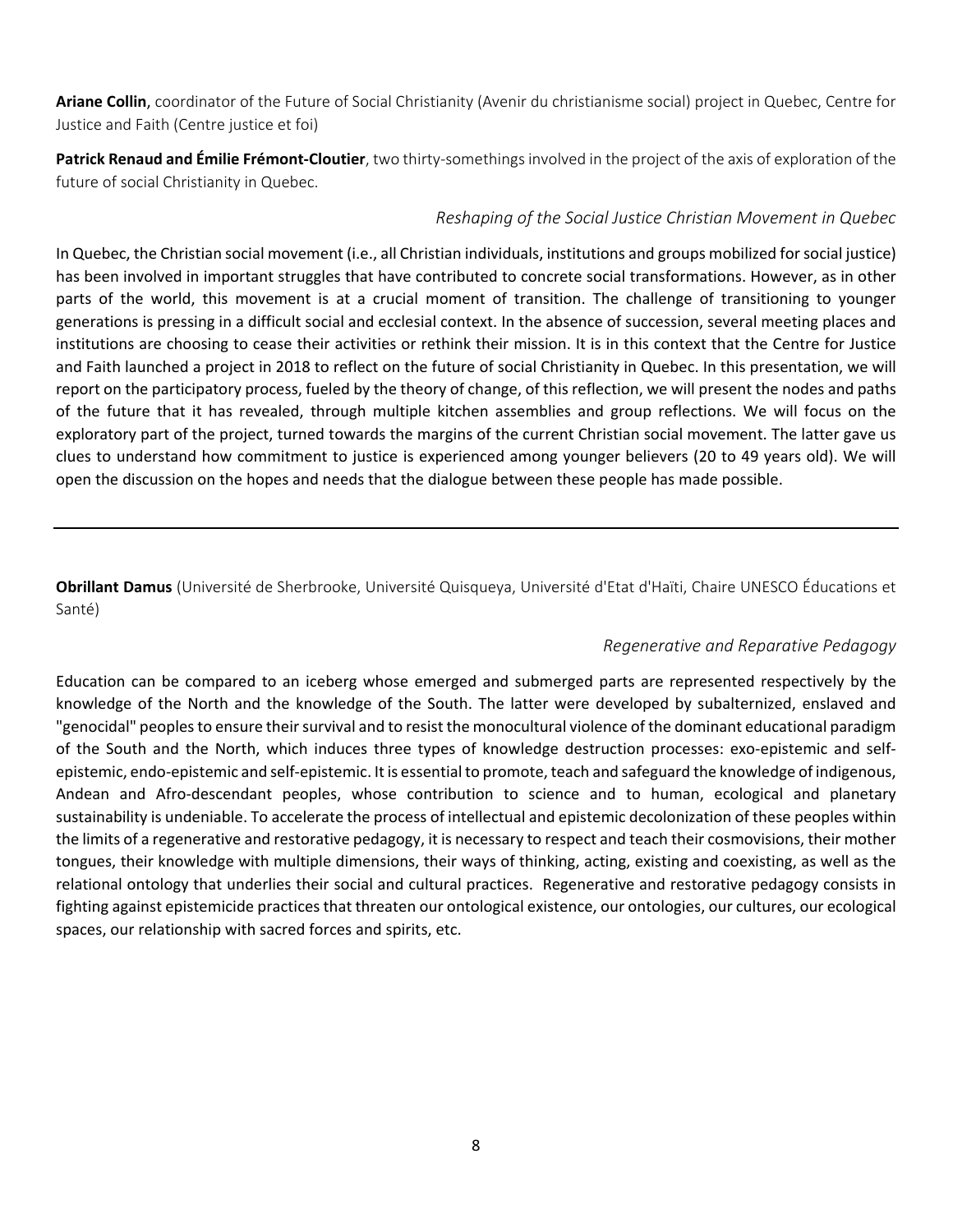**Ariane Collin**, coordinator of the Future of Social Christianity (Avenir du christianisme social) project in Quebec, Centre for Justice and Faith (Centre justice et foi)

**Patrick Renaud and Émilie Frémont-Cloutier**, two thirty-somethings involved in the project of the axis of exploration of the future of social Christianity in Quebec.

*Reshaping of the Social Justice Christian Movement in Quebec*

In Quebec, the Christian social movement (i.e., all Christian individuals, institutions and groups mobilized for social justice) has been involved in important struggles that have contributed to concrete social transformations. However, as in other parts of the world, this movement is at a crucial moment of transition. The challenge of transitioning to younger generations is pressing in a difficult social and ecclesial context. In the absence of succession, several meeting places and institutions are choosing to cease their activities or rethink their mission. It is in this context that the Centre for Justice and Faith launched a project in 2018 to reflect on the future of social Christianity in Quebec. In this presentation, we will report on the participatory process, fueled by the theory of change, of this reflection, we will present the nodes and paths of the future that it has revealed, through multiple kitchen assemblies and group reflections. We will focus on the exploratory part of the project, turned towards the margins of the current Christian social movement. The latter gave us clues to understand how commitment to justice is experienced among younger believers (20 to 49 years old). We will open the discussion on the hopes and needs that the dialogue between these people has made possible.

---

**Obrillant Damus** (Université de Sherbrooke, Université Quisqueya, Université d'Etat d'Haïti, Chaire UNESCO Éducations et Santé)

*Regenerative and Reparative Pedagogy*

Education can be compared to an iceberg whose emerged and submerged parts are represented respectively by the knowledge of the North and the knowledge of the South. The latter were developed by subalternized, enslaved and "genocidal" peoples to ensure their survival and to resist the monocultural violence of the dominant educational paradigm of the South and the North, which induces three types of knowledge destruction processes: exo-epistemic and self-epistemic, endo-epistemic and self-epistemic. It is essential to promote, teach and safeguard the knowledge of indigenous, Andean and Afro-descendant peoples, whose contribution to science and to human, ecological and planetary sustainability is undeniable. To accelerate the process of intellectual and epistemic decolonization of these peoples within the limits of a regenerative and restorative pedagogy, it is necessary to respect and teach their cosmovisions, their mother tongues, their knowledge with multiple dimensions, their ways of thinking, acting, existing and coexisting, as well as the relational ontology that underlies their social and cultural practices. Regenerative and restorative pedagogy consists in fighting against epistemicide practices that threaten our ontological existence, our ontologies, our cultures, our ecological spaces, our relationship with sacred forces and spirits, etc.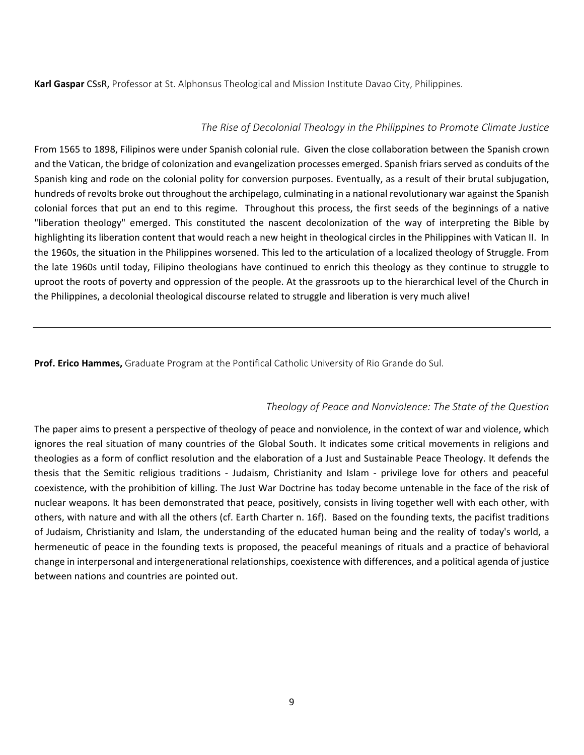**Karl Gaspar** CSsR, Professor at St. Alphonsus Theological and Mission Institute Davao City, Philippines.

*The Rise of Decolonial Theology in the Philippines to Promote Climate Justice*

From 1565 to 1898, Filipinos were under Spanish colonial rule. Given the close collaboration between the Spanish crown and the Vatican, the bridge of colonization and evangelization processes emerged. Spanish friars served as conduits of the Spanish king and rode on the colonial polity for conversion purposes. Eventually, as a result of their brutal subjugation, hundreds of revolts broke out throughout the archipelago, culminating in a national revolutionary war against the Spanish colonial forces that put an end to this regime. Throughout this process, the first seeds of the beginnings of a native "liberation theology" emerged. This constituted the nascent decolonization of the way of interpreting the Bible by highlighting its liberation content that would reach a new height in theological circles in the Philippines with Vatican II. In the 1960s, the situation in the Philippines worsened. This led to the articulation of a localized theology of Struggle. From the late 1960s until today, Filipino theologians have continued to enrich this theology as they continue to struggle to uproot the roots of poverty and oppression of the people. At the grassroots up to the hierarchical level of the Church in the Philippines, a decolonial theological discourse related to struggle and liberation is very much alive!

---

**Prof. Erico Hammes,** Graduate Program at the Pontifical Catholic University of Rio Grande do Sul.

*Theology of Peace and Nonviolence: The State of the Question*

The paper aims to present a perspective of theology of peace and nonviolence, in the context of war and violence, which ignores the real situation of many countries of the Global South. It indicates some critical movements in religions and theologies as a form of conflict resolution and the elaboration of a Just and Sustainable Peace Theology. It defends the thesis that the Semitic religious traditions - Judaism, Christianity and Islam - privilege love for others and peaceful coexistence, with the prohibition of killing. The Just War Doctrine has today become untenable in the face of the risk of nuclear weapons. It has been demonstrated that peace, positively, consists in living together well with each other, with others, with nature and with all the others (cf. Earth Charter n. 16f). Based on the founding texts, the pacifist traditions of Judaism, Christianity and Islam, the understanding of the educated human being and the reality of today's world, a hermeneutic of peace in the founding texts is proposed, the peaceful meanings of rituals and a practice of behavioral change in interpersonal and intergenerational relationships, coexistence with differences, and a political agenda of justice between nations and countries are pointed out.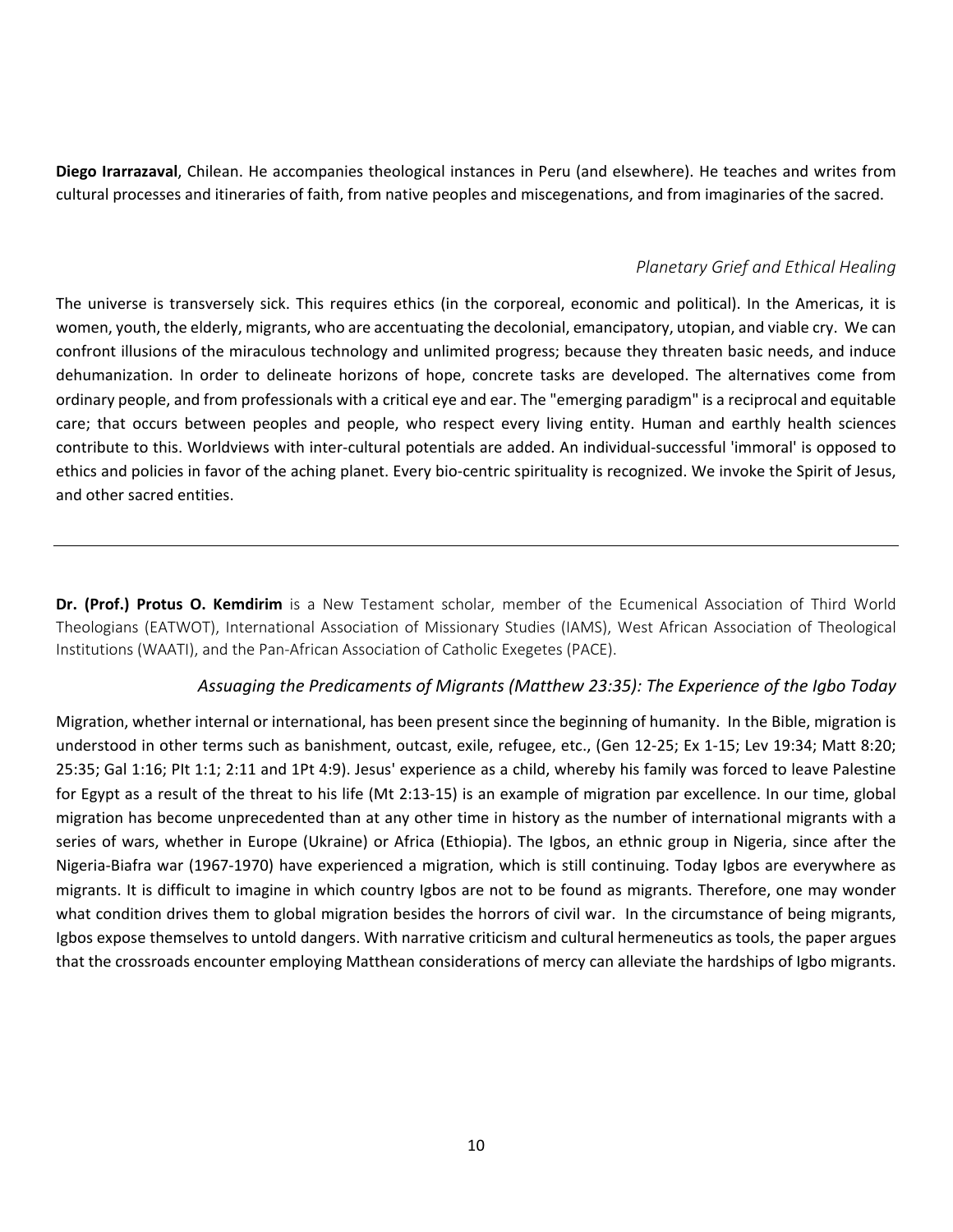**Diego Irarrazaval**, Chilean. He accompanies theological instances in Peru (and elsewhere). He teaches and writes from cultural processes and itineraries of faith, from native peoples and miscegenations, and from imaginaries of the sacred.

*Planetary Grief and Ethical Healing*

The universe is transversely sick. This requires ethics (in the corporeal, economic and political). In the Americas, it is women, youth, the elderly, migrants, who are accentuating the decolonial, emancipatory, utopian, and viable cry. We can confront illusions of the miraculous technology and unlimited progress; because they threaten basic needs, and induce dehumanization. In order to delineate horizons of hope, concrete tasks are developed. The alternatives come from ordinary people, and from professionals with a critical eye and ear. The "emerging paradigm" is a reciprocal and equitable care; that occurs between peoples and people, who respect every living entity. Human and earthly health sciences contribute to this. Worldviews with inter-cultural potentials are added. An individual-successful 'immoral' is opposed to ethics and policies in favor of the aching planet. Every bio-centric spirituality is recognized. We invoke the Spirit of Jesus, and other sacred entities.

---

**Dr. (Prof.) Protus O. Kemdirim** is a New Testament scholar, member of the Ecumenical Association of Third World Theologians (EATWOT), International Association of Missionary Studies (IAMS), West African Association of Theological Institutions (WAATI), and the Pan-African Association of Catholic Exegetes (PACE).

*Assuaging the Predicaments of Migrants (Matthew 23:35): The Experience of the Igbo Today*

Migration, whether internal or international, has been present since the beginning of humanity. In the Bible, migration is understood in other terms such as banishment, outcast, exile, refugee, etc., (Gen 12-25; Ex 1-15; Lev 19:34; Matt 8:20; 25:35; Gal 1:16; PIt 1:1; 2:11 and 1Pt 4:9). Jesus' experience as a child, whereby his family was forced to leave Palestine for Egypt as a result of the threat to his life (Mt 2:13-15) is an example of migration par excellence. In our time, global migration has become unprecedented than at any other time in history as the number of international migrants with a series of wars, whether in Europe (Ukraine) or Africa (Ethiopia). The Igbos, an ethnic group in Nigeria, since after the Nigeria-Biafra war (1967-1970) have experienced a migration, which is still continuing. Today Igbos are everywhere as migrants. It is difficult to imagine in which country Igbos are not to be found as migrants. Therefore, one may wonder what condition drives them to global migration besides the horrors of civil war. In the circumstance of being migrants, Igbos expose themselves to untold dangers. With narrative criticism and cultural hermeneutics as tools, the paper argues that the crossroads encounter employing Matthean considerations of mercy can alleviate the hardships of Igbo migrants.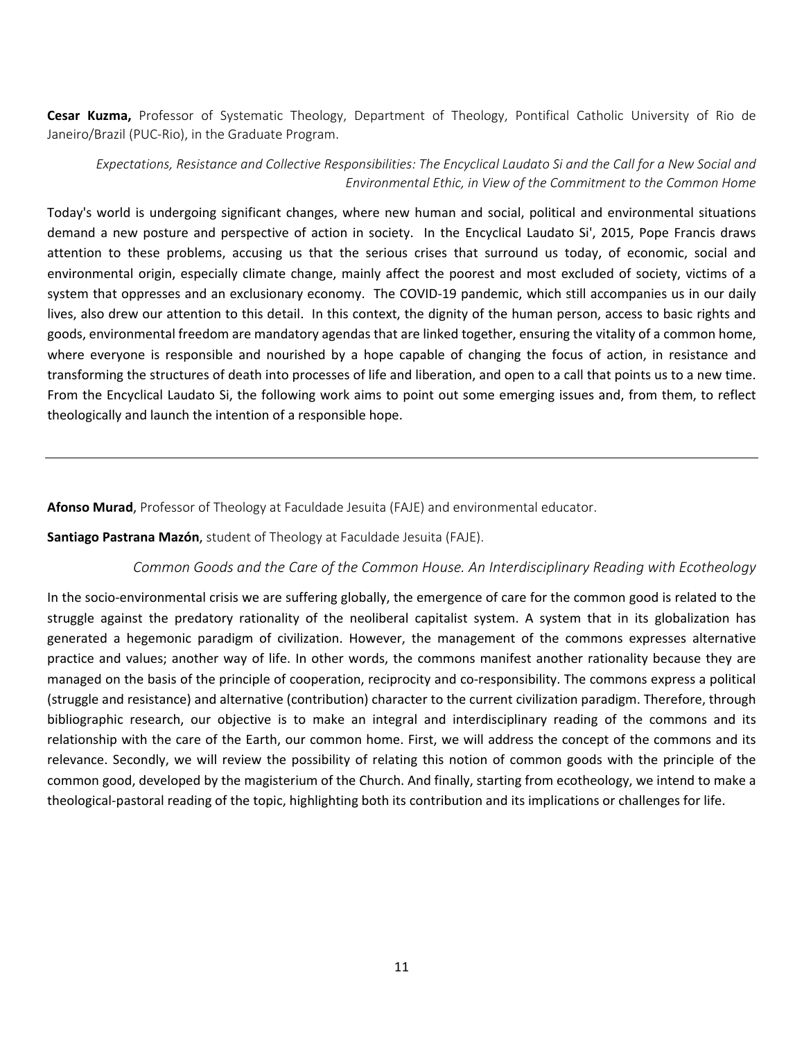**Cesar Kuzma,** Professor of Systematic Theology, Department of Theology, Pontifical Catholic University of Rio de Janeiro/Brazil (PUC-Rio), in the Graduate Program.

*Expectations, Resistance and Collective Responsibilities: The Encyclical Laudato Si and the Call for a New Social and Environmental Ethic, in View of the Commitment to the Common Home*

Today's world is undergoing significant changes, where new human and social, political and environmental situations demand a new posture and perspective of action in society. In the Encyclical Laudato Si', 2015, Pope Francis draws attention to these problems, accusing us that the serious crises that surround us today, of economic, social and environmental origin, especially climate change, mainly affect the poorest and most excluded of society, victims of a system that oppresses and an exclusionary economy. The COVID-19 pandemic, which still accompanies us in our daily lives, also drew our attention to this detail. In this context, the dignity of the human person, access to basic rights and goods, environmental freedom are mandatory agendas that are linked together, ensuring the vitality of a common home, where everyone is responsible and nourished by a hope capable of changing the focus of action, in resistance and transforming the structures of death into processes of life and liberation, and open to a call that points us to a new time. From the Encyclical Laudato Si, the following work aims to point out some emerging issues and, from them, to reflect theologically and launch the intention of a responsible hope.

---

**Afonso Murad**, Professor of Theology at Faculdade Jesuita (FAJE) and environmental educator.

**Santiago Pastrana Mazón**, student of Theology at Faculdade Jesuita (FAJE).

*Common Goods and the Care of the Common House. An Interdisciplinary Reading with Ecotheology*

In the socio-environmental crisis we are suffering globally, the emergence of care for the common good is related to the struggle against the predatory rationality of the neoliberal capitalist system. A system that in its globalization has generated a hegemonic paradigm of civilization. However, the management of the commons expresses alternative practice and values; another way of life. In other words, the commons manifest another rationality because they are managed on the basis of the principle of cooperation, reciprocity and co-responsibility. The commons express a political (struggle and resistance) and alternative (contribution) character to the current civilization paradigm. Therefore, through bibliographic research, our objective is to make an integral and interdisciplinary reading of the commons and its relationship with the care of the Earth, our common home. First, we will address the concept of the commons and its relevance. Secondly, we will review the possibility of relating this notion of common goods with the principle of the common good, developed by the magisterium of the Church. And finally, starting from ecotheology, we intend to make a theological-pastoral reading of the topic, highlighting both its contribution and its implications or challenges for life.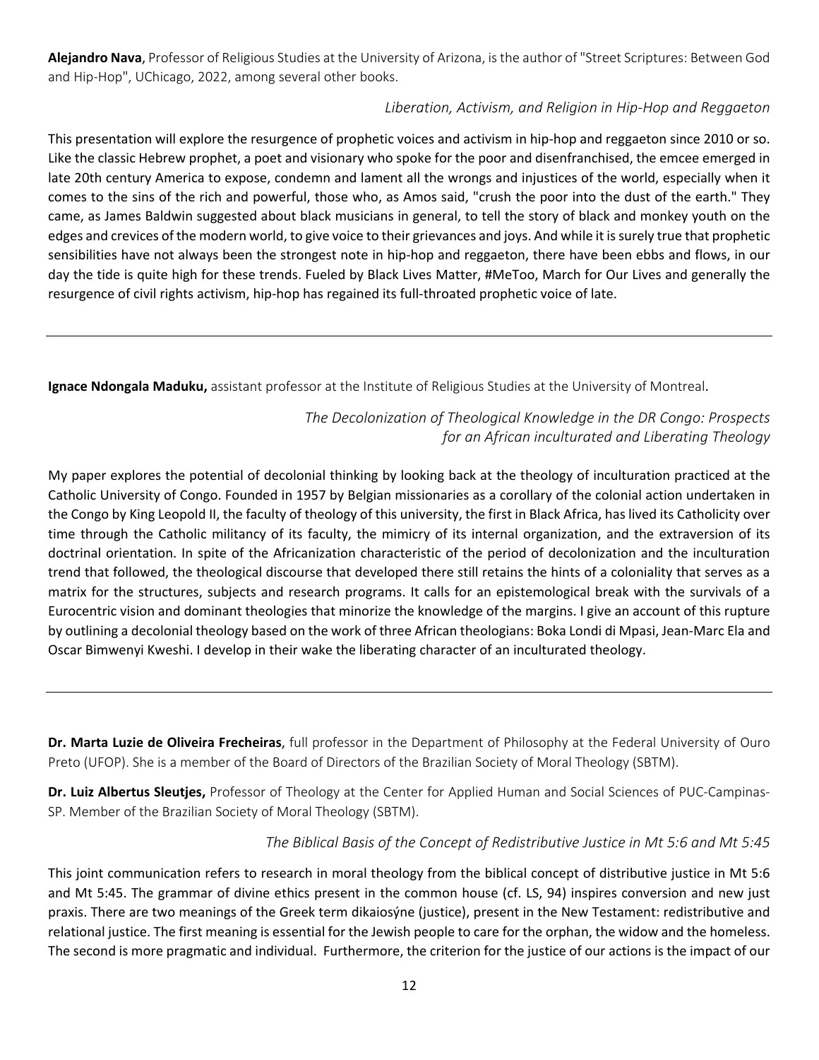**Alejandro Nava**, Professor of Religious Studies at the University of Arizona, is the author of "Street Scriptures: Between God and Hip-Hop", UChicago, 2022, among several other books.

*Liberation, Activism, and Religion in Hip-Hop and Reggaeton*

This presentation will explore the resurgence of prophetic voices and activism in hip-hop and reggaeton since 2010 or so. Like the classic Hebrew prophet, a poet and visionary who spoke for the poor and disenfranchised, the emcee emerged in late 20th century America to expose, condemn and lament all the wrongs and injustices of the world, especially when it comes to the sins of the rich and powerful, those who, as Amos said, "crush the poor into the dust of the earth." They came, as James Baldwin suggested about black musicians in general, to tell the story of black and monkey youth on the edges and crevices of the modern world, to give voice to their grievances and joys. And while it is surely true that prophetic sensibilities have not always been the strongest note in hip-hop and reggaeton, there have been ebbs and flows, in our day the tide is quite high for these trends. Fueled by Black Lives Matter, #MeToo, March for Our Lives and generally the resurgence of civil rights activism, hip-hop has regained its full-throated prophetic voice of late.

---

**Ignace Ndongala Maduku,** assistant professor at the Institute of Religious Studies at the University of Montreal.

*The Decolonization of Theological Knowledge in the DR Congo: Prospects for an African inculturated and Liberating Theology*

My paper explores the potential of decolonial thinking by looking back at the theology of inculturation practiced at the Catholic University of Congo. Founded in 1957 by Belgian missionaries as a corollary of the colonial action undertaken in the Congo by King Leopold II, the faculty of theology of this university, the first in Black Africa, has lived its Catholicity over time through the Catholic militancy of its faculty, the mimicry of its internal organization, and the extraversion of its doctrinal orientation. In spite of the Africanization characteristic of the period of decolonization and the inculturation trend that followed, the theological discourse that developed there still retains the hints of a coloniality that serves as a matrix for the structures, subjects and research programs. It calls for an epistemological break with the survivals of a Eurocentric vision and dominant theologies that minorize the knowledge of the margins. I give an account of this rupture by outlining a decolonial theology based on the work of three African theologians: Boka Londi di Mpasi, Jean-Marc Ela and Oscar Bimwenyi Kweshi. I develop in their wake the liberating character of an inculturated theology.

---

**Dr. Marta Luzie de Oliveira Frecheiras**, full professor in the Department of Philosophy at the Federal University of Ouro Preto (UFOP). She is a member of the Board of Directors of the Brazilian Society of Moral Theology (SBTM).

**Dr. Luiz Albertus Sleutjes,** Professor of Theology at the Center for Applied Human and Social Sciences of PUC-Campinas-SP. Member of the Brazilian Society of Moral Theology (SBTM).

*The Biblical Basis of the Concept of Redistributive Justice in Mt 5:6 and Mt 5:45*

This joint communication refers to research in moral theology from the biblical concept of distributive justice in Mt 5:6 and Mt 5:45. The grammar of divine ethics present in the common house (cf. LS, 94) inspires conversion and new just praxis. There are two meanings of the Greek term dikaiosýne (justice), present in the New Testament: redistributive and relational justice. The first meaning is essential for the Jewish people to care for the orphan, the widow and the homeless. The second is more pragmatic and individual. Furthermore, the criterion for the justice of our actions is the impact of our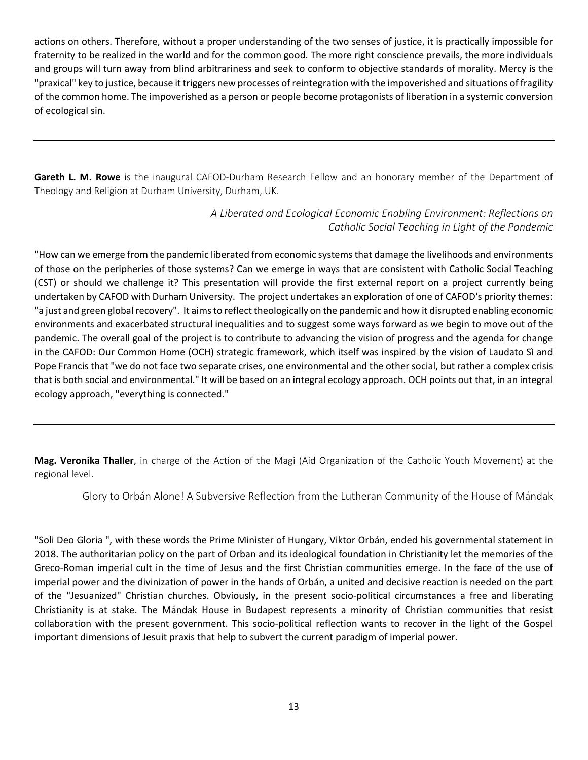actions on others. Therefore, without a proper understanding of the two senses of justice, it is practically impossible for fraternity to be realized in the world and for the common good. The more right conscience prevails, the more individuals and groups will turn away from blind arbitrariness and seek to conform to objective standards of morality. Mercy is the "praxical" key to justice, because it triggers new processes of reintegration with the impoverished and situations of fragility of the common home. The impoverished as a person or people become protagonists of liberation in a systemic conversion of ecological sin.

---

**Gareth L. M. Rowe** is the inaugural CAFOD-Durham Research Fellow and an honorary member of the Department of Theology and Religion at Durham University, Durham, UK.

*A Liberated and Ecological Economic Enabling Environment: Reflections on Catholic Social Teaching in Light of the Pandemic*

"How can we emerge from the pandemic liberated from economic systems that damage the livelihoods and environments of those on the peripheries of those systems? Can we emerge in ways that are consistent with Catholic Social Teaching (CST) or should we challenge it? This presentation will provide the first external report on a project currently being undertaken by CAFOD with Durham University. The project undertakes an exploration of one of CAFOD's priority themes: "a just and green global recovery". It aims to reflect theologically on the pandemic and how it disrupted enabling economic environments and exacerbated structural inequalities and to suggest some ways forward as we begin to move out of the pandemic. The overall goal of the project is to contribute to advancing the vision of progress and the agenda for change in the CAFOD: Our Common Home (OCH) strategic framework, which itself was inspired by the vision of Laudato Sì and Pope Francis that "we do not face two separate crises, one environmental and the other social, but rather a complex crisis that is both social and environmental." It will be based on an integral ecology approach. OCH points out that, in an integral ecology approach, "everything is connected."

---

**Mag. Veronika Thaller**, in charge of the Action of the Magi (Aid Organization of the Catholic Youth Movement) at the regional level.

Glory to Orbán Alone! A Subversive Reflection from the Lutheran Community of the House of Mándak

"Soli Deo Gloria ", with these words the Prime Minister of Hungary, Viktor Orbán, ended his governmental statement in 2018. The authoritarian policy on the part of Orban and its ideological foundation in Christianity let the memories of the Greco-Roman imperial cult in the time of Jesus and the first Christian communities emerge. In the face of the use of imperial power and the divinization of power in the hands of Orbán, a united and decisive reaction is needed on the part of the "Jesuanized" Christian churches. Obviously, in the present socio-political circumstances a free and liberating Christianity is at stake. The Mándak House in Budapest represents a minority of Christian communities that resist collaboration with the present government. This socio-political reflection wants to recover in the light of the Gospel important dimensions of Jesuit praxis that help to subvert the current paradigm of imperial power.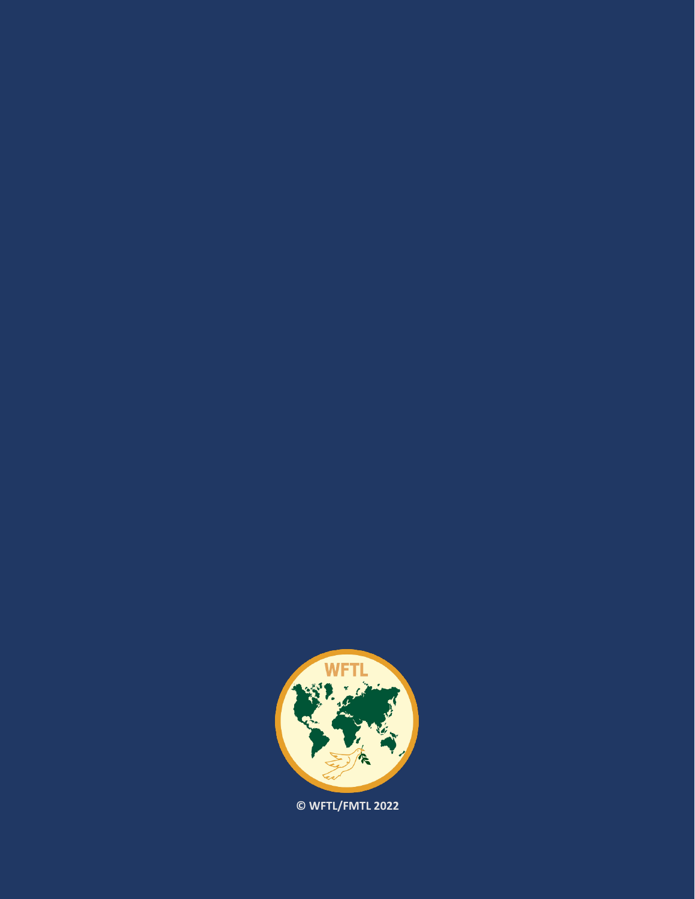WFTL

© WFTL/FMTL 2022